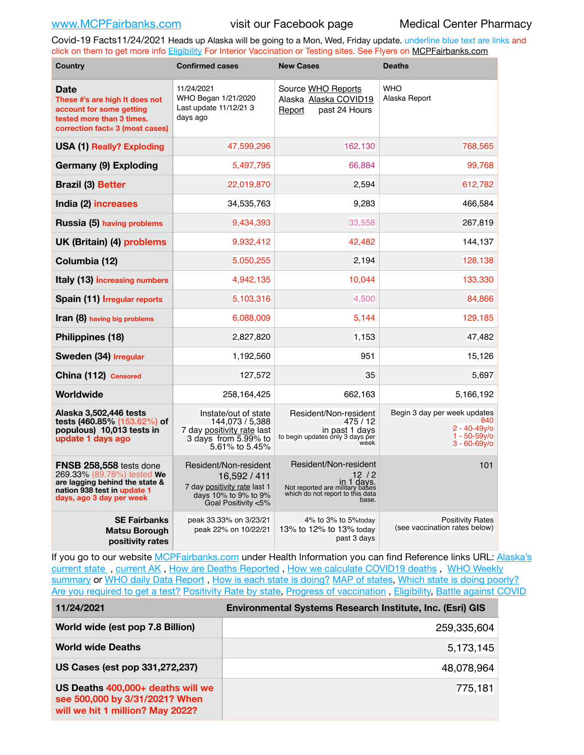www.MCPFairbanks.com visit our Facebook page Medical Center Pharmacy

Covid-19 Facts11/24/2021 Heads up Alaska will be going to a Mon, Wed, Friday update. underline blue text are links and click on them to get more info Eligibility For Interior Vaccination or Testing sites. See Flyers on MCPFairbanks.com

| Country | Confirmed cases | New Cases | Deaths |
|---|---|---|---|
| **Date** These #'s are high It does not account for some getting tested more than 3 times. correction fact= 3 (most cases) | 11/24/2021 WHO Began 1/21/2020 Last update 11/12/21 3 days ago | Source WHO Reports Alaska Alaska COVID19 Report past 24 Hours | WHO Alaska Report |
| **USA (1)** Really? Exploding | 47,599,296 | 162,130 | 768,565 |
| **Germany (9) Exploding** | 5,497,795 | 66,884 | 99,768 |
| **Brazil (3)** Better | 22,019,870 | 2,594 | 612,782 |
| **India (2)** increases | 34,535,763 | 9,283 | 466,584 |
| **Russia (5)** having problems | 9,434,393 | 33,558 | 267,819 |
| **UK (Britain) (4)** problems | 9,932,412 | 42,482 | 144,137 |
| **Columbia (12)** | 5,050,255 | 2,194 | 128,138 |
| **Italy (13)** increasing numbers | 4,942,135 | 10,044 | 133,330 |
| **Spain (11)** Irregular reports | 5,103,316 | 4,500 | 84,866 |
| **Iran (8)** having big problems | 6,088,009 | 5,144 | 129,185 |
| **Philippines (18)** | 2,827,820 | 1,153 | 47,482 |
| **Sweden (34)** Irregular | 1,192,560 | 951 | 15,126 |
| **China (112)** Censored | 127,572 | 35 | 5,697 |
| **Worldwide** | 258,164,425 | 662,163 | 5,166,192 |
| **Alaska 3,502,446 tests tests (460.85% (153.62%) of populous) 10,013 tests in** update 1 days ago | Instate/out of state 144,073 / 5,388 7 day positivity rate last 3 days from 5.99% to 5.61% to 5.45% | Resident/Non-resident 475 / 12 in past 1 days to begin updates only 3 days per week | Begin 3 day per week updates 840 2 - 40-49y/o 1 - 50-59y/o 3 - 60-69y/o |
| **FNSB 258,558** tests done 269.33% (89.78%) tested **We are lagging behind the state & nation 938 test in** update 1 days, ago 3 day per week | Resident/Non-resident 16,592 / 411 7 day positivity rate last 1 days 10% to 9% to 9% Goal Positivity <5% | Resident/Non-resident 12 / 2 in 1 days. Not reported are military bases which do not report to this data base. | 101 |
| **SE Fairbanks Matsu Borough positivity rates** | peak 33.33% on 3/23/21 peak 22% on 10/22/21 | 4% to 3% to 5%today 13% to 12% to 13% today past 3 days | Positivity Rates (see vaccination rates below) |

If you go to our website MCPFairbanks.com under Health Information you can find Reference links URL: Alaska's current state , current AK , How are Deaths Reported , How we calculate COVID19 deaths , WHO Weekly summary or WHO daily Data Report , How is each state is doing? MAP of states, Which state is doing poorly? Are you required to get a test? Positivity Rate by state, Progress of vaccination , Eligibility, Battle against COVID

| 11/24/2021 | Environmental Systems Research Institute, Inc. (Esri) GIS |
|---|---|
| **World wide (est pop 7.8 Billion)** | 259,335,604 |
| **World wide Deaths** | 5,173,145 |
| **US Cases (est pop 331,272,237)** | 48,078,964 |
| **US Deaths** 400,000+ deaths will we see 500,000 by 3/31/2021? When will we hit 1 million? May 2022? | 775,181 |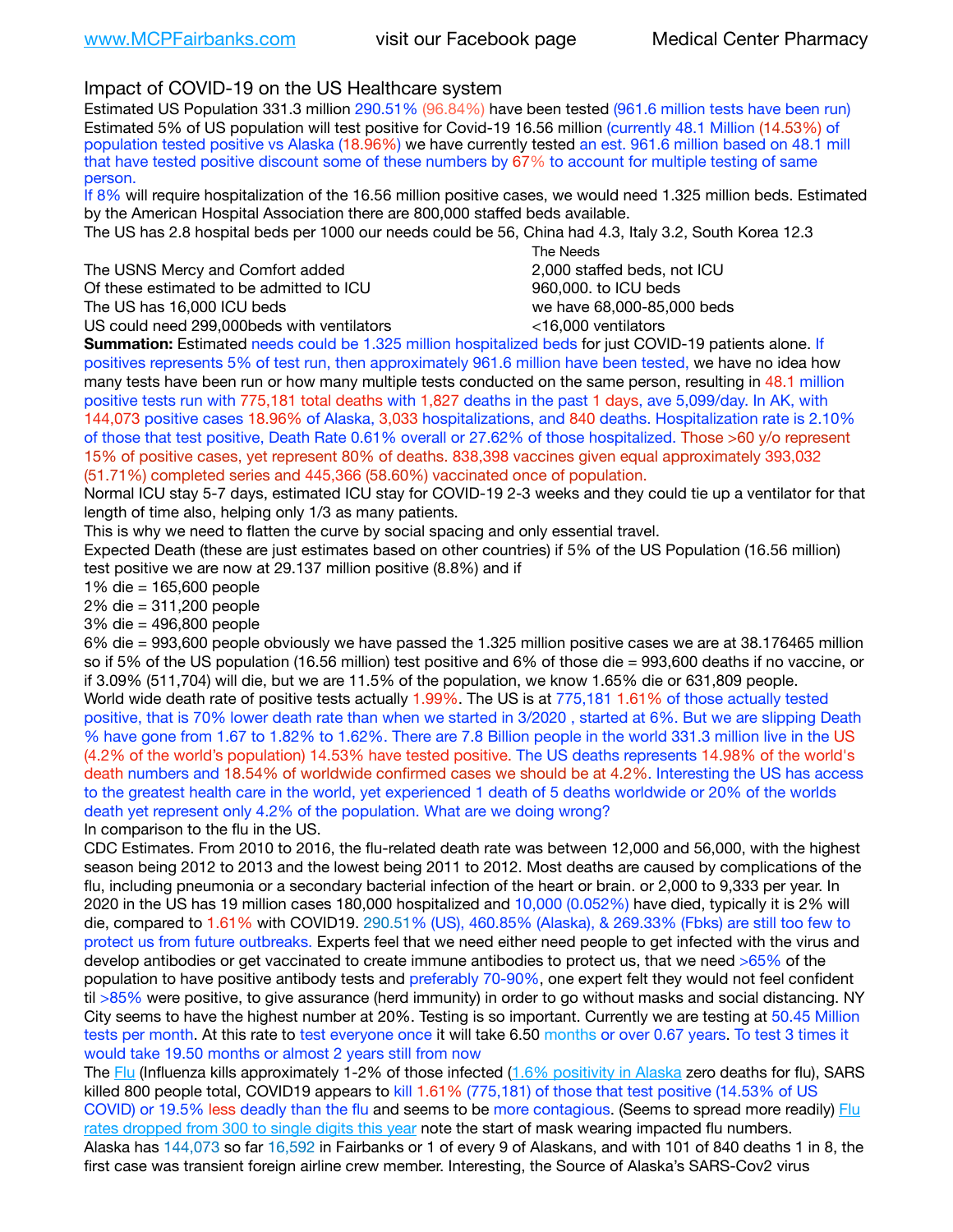www.MCPFairbanks.com visit our Facebook page Medical Center Pharmacy

## Impact of COVID-19 on the US Healthcare system

Estimated US Population 331.3 million 290.51% (96.84%) have been tested (961.6 million tests have been run) Estimated 5% of US population will test positive for Covid-19 16.56 million (currently 48.1 Million (14.53%) of population tested positive vs Alaska (18.96%) we have currently tested an est. 961.6 million based on 48.1 mill that have tested positive discount some of these numbers by 67% to account for multiple testing of same person.

If 8% will require hospitalization of the 16.56 million positive cases, we would need 1.325 million beds. Estimated by the American Hospital Association there are 800,000 staffed beds available.

The US has 2.8 hospital beds per 1000 our needs could be 56, China had 4.3, Italy 3.2, South Korea 12.3

| | The Needs |
|---|---|
| The USNS Mercy and Comfort added | 2,000 staffed beds, not ICU |
| Of these estimated to be admitted to ICU | 960,000. to ICU beds |
| The US has 16,000 ICU beds | we have 68,000-85,000 beds |
| US could need 299,000beds with ventilators | <16,000 ventilators |

**Summation:** Estimated needs could be 1.325 million hospitalized beds for just COVID-19 patients alone. If positives represents 5% of test run, then approximately 961.6 million have been tested, we have no idea how many tests have been run or how many multiple tests conducted on the same person, resulting in 48.1 million positive tests run with 775,181 total deaths with 1,827 deaths in the past 1 days, ave 5,099/day. In AK, with 144,073 positive cases 18.96% of Alaska, 3,033 hospitalizations, and 840 deaths. Hospitalization rate is 2.10% of those that test positive, Death Rate 0.61% overall or 27.62% of those hospitalized. Those >60 y/o represent 15% of positive cases, yet represent 80% of deaths. 838,398 vaccines given equal approximately 393,032 (51.71%) completed series and 445,366 (58.60%) vaccinated once of population.

Normal ICU stay 5-7 days, estimated ICU stay for COVID-19 2-3 weeks and they could tie up a ventilator for that length of time also, helping only 1/3 as many patients.

This is why we need to flatten the curve by social spacing and only essential travel.

Expected Death (these are just estimates based on other countries) if 5% of the US Population (16.56 million) test positive we are now at 29.137 million positive (8.8%) and if

1% die = 165,600 people

2% die = 311,200 people

3% die = 496,800 people

6% die = 993,600 people obviously we have passed the 1.325 million positive cases we are at 38.176465 million so if 5% of the US population (16.56 million) test positive and 6% of those die = 993,600 deaths if no vaccine, or if 3.09% (511,704) will die, but we are 11.5% of the population, we know 1.65% die or 631,809 people.

World wide death rate of positive tests actually 1.99%. The US is at 775,181 1.61% of those actually tested positive, that is 70% lower death rate than when we started in 3/2020 , started at 6%. But we are slipping Death % have gone from 1.67 to 1.82% to 1.62%. There are 7.8 Billion people in the world 331.3 million live in the US (4.2% of the world's population) 14.53% have tested positive. The US deaths represents 14.98% of the world's death numbers and 18.54% of worldwide confirmed cases we should be at 4.2%. Interesting the US has access to the greatest health care in the world, yet experienced 1 death of 5 deaths worldwide or 20% of the worlds death yet represent only 4.2% of the population. What are we doing wrong?

In comparison to the flu in the US.

CDC Estimates. From 2010 to 2016, the flu-related death rate was between 12,000 and 56,000, with the highest season being 2012 to 2013 and the lowest being 2011 to 2012. Most deaths are caused by complications of the flu, including pneumonia or a secondary bacterial infection of the heart or brain. or 2,000 to 9,333 per year. In 2020 in the US has 19 million cases 180,000 hospitalized and 10,000 (0.052%) have died, typically it is 2% will die, compared to 1.61% with COVID19. 290.51% (US), 460.85% (Alaska), & 269.33% (Fbks) are still too few to protect us from future outbreaks. Experts feel that we need either need people to get infected with the virus and develop antibodies or get vaccinated to create immune antibodies to protect us, that we need >65% of the population to have positive antibody tests and preferably 70-90%, one expert felt they would not feel confident til >85% were positive, to give assurance (herd immunity) in order to go without masks and social distancing. NY City seems to have the highest number at 20%. Testing is so important. Currently we are testing at 50.45 Million tests per month. At this rate to test everyone once it will take 6.50 months or over 0.67 years. To test 3 times it would take 19.50 months or almost 2 years still from now

The Flu (Influenza kills approximately 1-2% of those infected (1.6% positivity in Alaska zero deaths for flu), SARS killed 800 people total, COVID19 appears to kill 1.61% (775,181) of those that test positive (14.53% of US COVID) or 19.5% less deadly than the flu and seems to be more contagious. (Seems to spread more readily) Flu rates dropped from 300 to single digits this year note the start of mask wearing impacted flu numbers.

Alaska has 144,073 so far 16,592 in Fairbanks or 1 of every 9 of Alaskans, and with 101 of 840 deaths 1 in 8, the first case was transient foreign airline crew member. Interesting, the Source of Alaska's SARS-Cov2 virus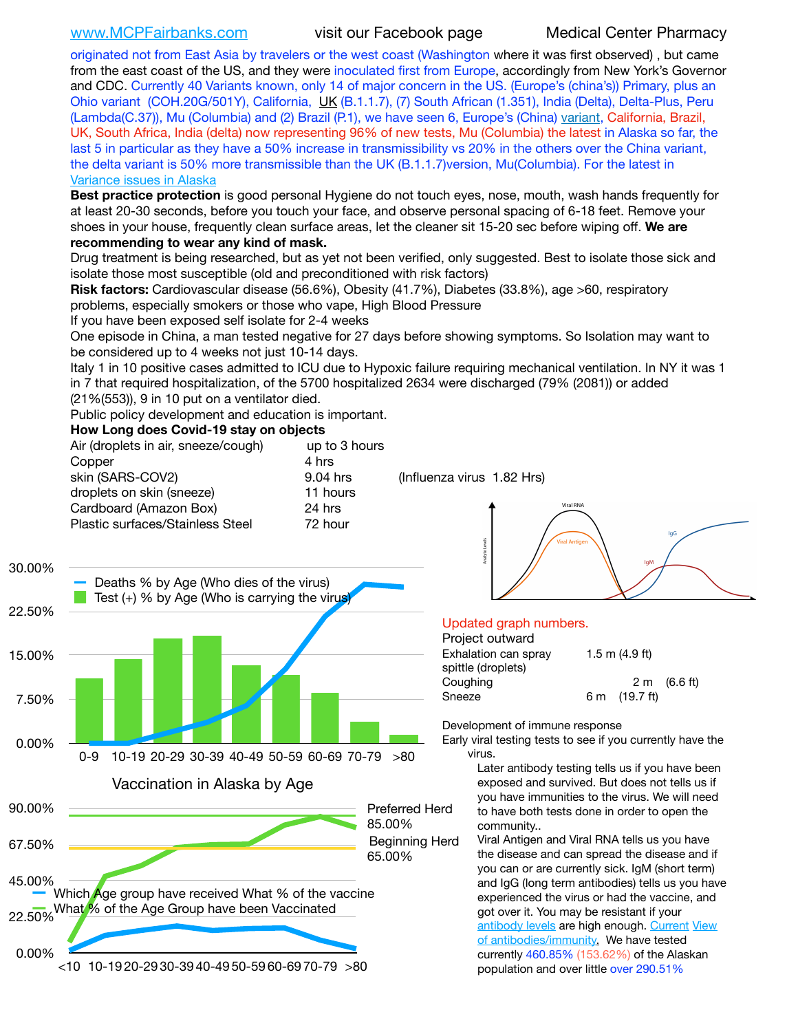www.MCPFairbanks.com visit our Facebook page Medical Center Pharmacy

originated not from East Asia by travelers or the west coast (Washington where it was first observed) , but came from the east coast of the US, and they were inoculated first from Europe, accordingly from New York's Governor and CDC. Currently 40 Variants known, only 14 of major concern in the US. (Europe's (china's)) Primary, plus an Ohio variant (COH.20G/501Y), California, UK (B.1.1.7), (7) South African (1.351), India (Delta), Delta-Plus, Peru (Lambda(C.37)), Mu (Columbia) and (2) Brazil (P.1), we have seen 6, Europe's (China) variant, California, Brazil, UK, South Africa, India (delta) now representing 96% of new tests, Mu (Columbia) the latest in Alaska so far, the last 5 in particular as they have a 50% increase in transmissibility vs 20% in the others over the China variant, the delta variant is 50% more transmissible than the UK (B.1.1.7)version, Mu(Columbia). For the latest in Variance issues in Alaska

**Best practice protection** is good personal Hygiene do not touch eyes, nose, mouth, wash hands frequently for at least 20-30 seconds, before you touch your face, and observe personal spacing of 6-18 feet. Remove your shoes in your house, frequently clean surface areas, let the cleaner sit 15-20 sec before wiping off. **We are recommending to wear any kind of mask.**

Drug treatment is being researched, but as yet not been verified, only suggested. Best to isolate those sick and isolate those most susceptible (old and preconditioned with risk factors)

**Risk factors:** Cardiovascular disease (56.6%), Obesity (41.7%), Diabetes (33.8%), age >60, respiratory problems, especially smokers or those who vape, High Blood Pressure

If you have been exposed self isolate for 2-4 weeks

One episode in China, a man tested negative for 27 days before showing symptoms. So Isolation may want to be considered up to 4 weeks not just 10-14 days.

Italy 1 in 10 positive cases admitted to ICU due to Hypoxic failure requiring mechanical ventilation. In NY it was 1 in 7 that required hospitalization, of the 5700 hospitalized 2634 were discharged (79% (2081)) or added (21%(553)), 9 in 10 put on a ventilator died.

Public policy development and education is important.

**How Long does Covid-19 stay on objects**

| Object | Duration | |
|---|---|---|
| Air (droplets in air, sneeze/cough) | up to 3 hours | |
| Copper | 4 hrs | |
| skin (SARS-COV2) | 9.04 hrs | (Influenza virus 1.82 Hrs) |
| droplets on skin (sneeze) | 11 hours | |
| Cardboard (Amazon Box) | 24 hrs | |
| Plastic surfaces/Stainless Steel | 72 hour | |

Updated graph numbers.

Project outward

| | |
|---|---|
| Exhalation can spray spittle (droplets) | 1.5 m (4.9 ft) |
| Coughing | 2 m (6.6 ft) |
| Sneeze | 6 m (19.7 ft) |

Development of immune response

Early viral testing tests to see if you currently have the virus.

Later antibody testing tells us if you have been exposed and survived. But does not tells us if you have immunities to the virus. We will need to have both tests done in order to open the community..

Viral Antigen and Viral RNA tells us you have the disease and can spread the disease and if you can or are currently sick. IgM (short term) and IgG (long term antibodies) tells us you have experienced the virus or had the vaccine, and got over it. You may be resistant if your antibody levels are high enough. Current View of antibodies/immunity. We have tested currently 460.85% (153.62%) of the Alaskan population and over little over 290.51%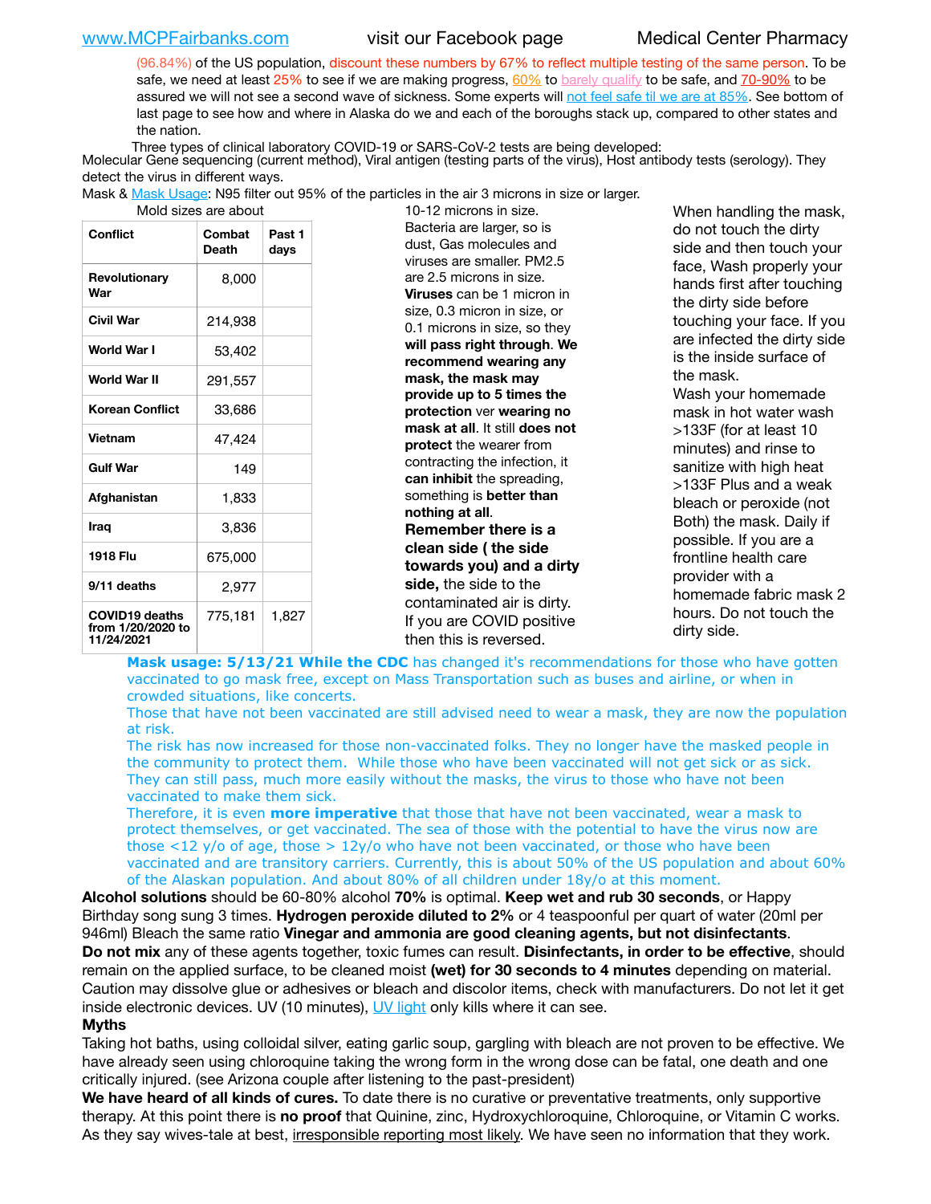(96.84%) of the US population, discount these numbers by 67% to reflect multiple testing of the same person. To be safe, we need at least 25% to see if we are making progress, 60% to barely qualify to be safe, and 70-90% to be assured we will not see a second wave of sickness. Some experts will not feel safe til we are at 85%. See bottom of last page to see how and where in Alaska do we and each of the boroughs stack up, compared to other states and the nation.

Three types of clinical laboratory COVID-19 or SARS-CoV-2 tests are being developed:
Molecular Gene sequencing (current method), Viral antigen (testing parts of the virus), Host antibody tests (serology). They detect the virus in different ways.

Mask & Mask Usage: N95 filter out 95% of the particles in the air 3 microns in size or larger. Mold sizes are about 10-12 microns in size. Bacteria are larger, so is dust, Gas molecules and viruses are smaller. PM2.5 are 2.5 microns in size. **Viruses** can be 1 micron in size, 0.3 micron in size, or 0.1 microns in size, so they **will pass right through**. **We recommend wearing any mask, the mask may provide up to 5 times the protection** ver **wearing no mask at all**. It still **does not protect** the wearer from contracting the infection, it **can inhibit** the spreading, something is **better than nothing at all**.

**Remember there is a clean side ( the side towards you) and a dirty side,** the side to the contaminated air is dirty. If you are COVID positive then this is reversed.

When handling the mask, do not touch the dirty side and then touch your face, Wash properly your hands first after touching the dirty side before touching your face. If you are infected the dirty side is the inside surface of the mask.

Wash your homemade mask in hot water wash >133F (for at least 10 minutes) and rinse to sanitize with high heat >133F Plus and a weak bleach or peroxide (not Both) the mask. Daily if possible. If you are a frontline health care provider with a homemade fabric mask 2 hours. Do not touch the dirty side.

| Conflict | Combat Death | Past 1 days |
|---|---|---|
| Revolutionary War | 8,000 | |
| Civil War | 214,938 | |
| World War I | 53,402 | |
| World War II | 291,557 | |
| Korean Conflict | 33,686 | |
| Vietnam | 47,424 | |
| Gulf War | 149 | |
| Afghanistan | 1,833 | |
| Iraq | 3,836 | |
| 1918 Flu | 675,000 | |
| 9/11 deaths | 2,977 | |
| COVID19 deaths from 1/20/2020 to 11/24/2021 | 775,181 | 1,827 |

**Mask usage: 5/13/21 While the CDC** has changed it's recommendations for those who have gotten vaccinated to go mask free, except on Mass Transportation such as buses and airline, or when in crowded situations, like concerts.

Those that have not been vaccinated are still advised need to wear a mask, they are now the population at risk.

The risk has now increased for those non-vaccinated folks. They no longer have the masked people in the community to protect them. While those who have been vaccinated will not get sick or as sick. They can still pass, much more easily without the masks, the virus to those who have not been vaccinated to make them sick.

Therefore, it is even **more imperative** that those that have not been vaccinated, wear a mask to protect themselves, or get vaccinated. The sea of those with the potential to have the virus now are those <12 y/o of age, those > 12y/o who have not been vaccinated, or those who have been vaccinated and are transitory carriers. Currently, this is about 50% of the US population and about 60% of the Alaskan population. And about 80% of all children under 18y/o at this moment.

**Alcohol solutions** should be 60-80% alcohol **70%** is optimal. **Keep wet and rub 30 seconds**, or Happy Birthday song sung 3 times. **Hydrogen peroxide diluted to 2%** or 4 teaspoonful per quart of water (20ml per 946ml) Bleach the same ratio **Vinegar and ammonia are good cleaning agents, but not disinfectants**.
**Do not mix** any of these agents together, toxic fumes can result. **Disinfectants, in order to be effective**, should remain on the applied surface, to be cleaned moist **(wet) for 30 seconds to 4 minutes** depending on material. Caution may dissolve glue or adhesives or bleach and discolor items, check with manufacturers. Do not let it get inside electronic devices. UV (10 minutes), UV light only kills where it can see.

**Myths**

Taking hot baths, using colloidal silver, eating garlic soup, gargling with bleach are not proven to be effective. We have already seen using chloroquine taking the wrong form in the wrong dose can be fatal, one death and one critically injured. (see Arizona couple after listening to the past-president)

**We have heard of all kinds of cures.** To date there is no curative or preventative treatments, only supportive therapy. At this point there is **no proof** that Quinine, zinc, Hydroxychloroquine, Chloroquine, or Vitamin C works. As they say wives-tale at best, irresponsible reporting most likely. We have seen no information that they work.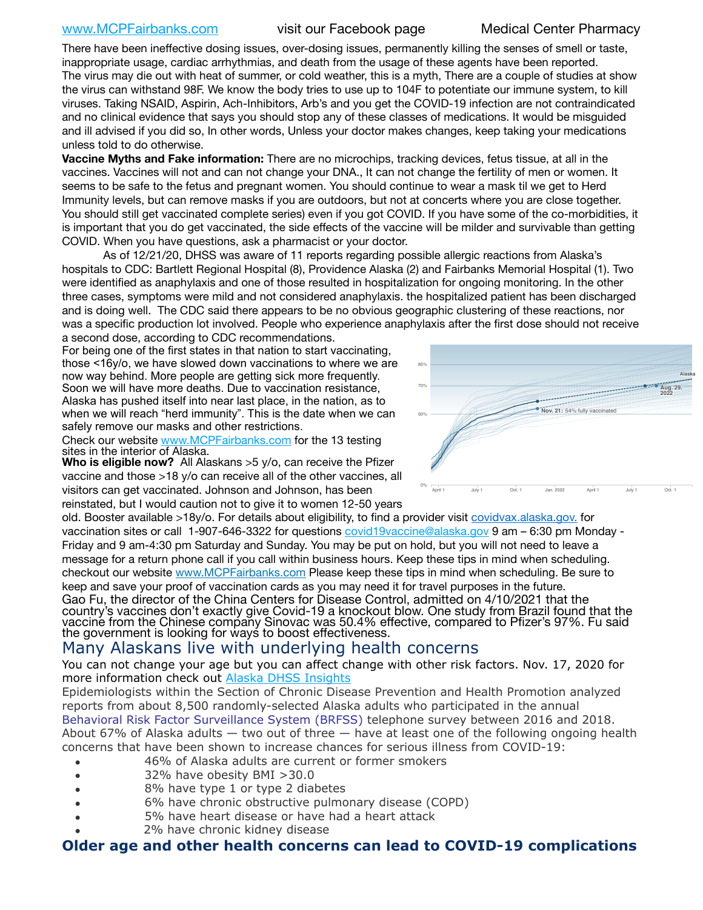There have been ineffective dosing issues, over-dosing issues, permanently killing the senses of smell or taste, inappropriate usage, cardiac arrhythmias, and death from the usage of these agents have been reported. The virus may die out with heat of summer, or cold weather, this is a myth, There are a couple of studies at show the virus can withstand 98F. We know the body tries to use up to 104F to potentiate our immune system, to kill viruses. Taking NSAID, Aspirin, Ach-Inhibitors, Arb's and you get the COVID-19 infection are not contraindicated and no clinical evidence that says you should stop any of these classes of medications. It would be misguided and ill advised if you did so, In other words, Unless your doctor makes changes, keep taking your medications unless told to do otherwise.

**Vaccine Myths and Fake information:** There are no microchips, tracking devices, fetus tissue, at all in the vaccines. Vaccines will not and can not change your DNA., It can not change the fertility of men or women. It seems to be safe to the fetus and pregnant women. You should continue to wear a mask til we get to Herd Immunity levels, but can remove masks if you are outdoors, but not at concerts where you are close together. You should still get vaccinated complete series) even if you got COVID. If you have some of the co-morbidities, it is important that you do get vaccinated, the side effects of the vaccine will be milder and survivable than getting COVID. When you have questions, ask a pharmacist or your doctor.

As of 12/21/20, DHSS was aware of 11 reports regarding possible allergic reactions from Alaska's hospitals to CDC: Bartlett Regional Hospital (8), Providence Alaska (2) and Fairbanks Memorial Hospital (1). Two were identified as anaphylaxis and one of those resulted in hospitalization for ongoing monitoring. In the other three cases, symptoms were mild and not considered anaphylaxis. the hospitalized patient has been discharged and is doing well. The CDC said there appears to be no obvious geographic clustering of these reactions, nor was a specific production lot involved. People who experience anaphylaxis after the first dose should not receive a second dose, according to CDC recommendations.

For being one of the first states in that nation to start vaccinating, those <16y/o, we have slowed down vaccinations to where we are now way behind. More people are getting sick more frequently. Soon we will have more deaths. Due to vaccination resistance, Alaska has pushed itself into near last place, in the nation, as to when we will reach "herd immunity". This is the date when we can safely remove our masks and other restrictions.

Check our website www.MCPFairbanks.com for the 13 testing sites in the interior of Alaska.

**Who is eligible now?** All Alaskans >5 y/o, can receive the Pfizer vaccine and those >18 y/o can receive all of the other vaccines, all visitors can get vaccinated. Johnson and Johnson, has been reinstated, but I would caution not to give it to women 12-50 years old. Booster available >18y/o. For details about eligibility, to find a provider visit covidvax.alaska.gov. for vaccination sites or call 1-907-646-3322 for questions covid19vaccine@alaska.gov 9 am – 6:30 pm Monday - Friday and 9 am-4:30 pm Saturday and Sunday. You may be put on hold, but you will not need to leave a message for a return phone call if you call within business hours. Keep these tips in mind when scheduling. checkout our website www.MCPFairbanks.com Please keep these tips in mind when scheduling. Be sure to keep and save your proof of vaccination cards as you may need it for travel purposes in the future.

Gao Fu, the director of the China Centers for Disease Control, admitted on 4/10/2021 that the country's vaccines don't exactly give Covid-19 a knockout blow. One study from Brazil found that the vaccine from the Chinese company Sinovac was 50.4% effective, compared to Pfizer's 97%. Fu said the government is looking for ways to boost effectiveness.

## Many Alaskans live with underlying health concerns

You can not change your age but you can affect change with other risk factors. Nov. 17, 2020 for more information check out Alaska DHSS Insights

Epidemiologists within the Section of Chronic Disease Prevention and Health Promotion analyzed reports from about 8,500 randomly-selected Alaska adults who participated in the annual Behavioral Risk Factor Surveillance System (BRFSS) telephone survey between 2016 and 2018. About 67% of Alaska adults — two out of three — have at least one of the following ongoing health concerns that have been shown to increase chances for serious illness from COVID-19:

- 46% of Alaska adults are current or former smokers
- 32% have obesity BMI >30.0
- 8% have type 1 or type 2 diabetes
- 6% have chronic obstructive pulmonary disease (COPD)
- 5% have heart disease or have had a heart attack
- 2% have chronic kidney disease

**Older age and other health concerns can lead to COVID-19 complications**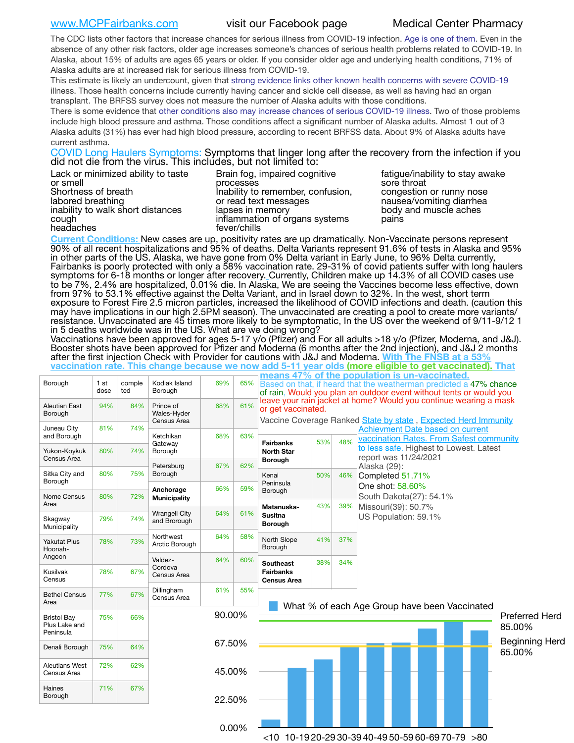www.MCPFairbanks.com visit our Facebook page Medical Center Pharmacy

The CDC lists other factors that increase chances for serious illness from COVID-19 infection. Age is one of them. Even in the absence of any other risk factors, older age increases someone's chances of serious health problems related to COVID-19. In Alaska, about 15% of adults are ages 65 years or older. If you consider older age and underlying health conditions, 71% of Alaska adults are at increased risk for serious illness from COVID-19.

This estimate is likely an undercount, given that strong evidence links other known health concerns with severe COVID-19 illness. Those health concerns include currently having cancer and sickle cell disease, as well as having had an organ transplant. The BRFSS survey does not measure the number of Alaska adults with those conditions.

There is some evidence that other conditions also may increase chances of serious COVID-19 illness. Two of those problems include high blood pressure and asthma. Those conditions affect a significant number of Alaska adults. Almost 1 out of 3 Alaska adults (31%) has ever had high blood pressure, according to recent BRFSS data. About 9% of Alaska adults have current asthma.

**COVID Long Haulers Symptoms:** Symptoms that linger long after the recovery from the infection if you did not die from the virus. This includes, but not limited to:

- Lack or minimized ability to taste or smell
- Shortness of breath
- labored breathing
- inability to walk short distances
- cough
- headaches
- Brain fog, impaired cognitive processes
- Inability to remember, confusion, or read text messages
- lapses in memory
- inflammation of organs systems
- fever/chills
- fatigue/inability to stay awake
- sore throat
- congestion or runny nose
- nausea/vomiting diarrhea
- body and muscle aches
- pains

**Current Conditions:** New cases are up, positivity rates are up dramatically. Non-Vaccinate persons represent 90% of all recent hospitalizations and 95% of deaths. Delta Variants represent 91.6% of tests in Alaska and 95% in other parts of the US. Alaska, we have gone from 0% Delta variant in Early June, to 96% Delta currently, Fairbanks is poorly protected with only a 58% vaccination rate. 29-31% of covid patients suffer with long haulers symptoms for 6-18 months or longer after recovery. Currently, Children make up 14.3% of all COVID cases use to be 7%, 2.4% are hospitalized, 0.01% die. In Alaska, We are seeing the Vaccines become less effective, down from 97% to 53.1% effective against the Delta Variant, and in Israel down to 32%. In the west, short term exposure to Forest Fire 2.5 micron particles, increased the likelihood of COVID infections and death. (caution this may have implications in our high 2.5PM season). The unvaccinated are creating a pool to create more variants/ resistance. Unvaccinated are 45 times more likely to be symptomatic, In the US over the weekend of 9/11-9/12 1 in 5 deaths worldwide was in the US. What are we doing wrong?

Vaccinations have been approved for ages 5-17 y/o (Pfizer) and For all adults >18 y/o (Pfizer, Moderna, and J&J). Booster shots have been approved for Pfizer and Moderna (6 months after the 2nd injection), and J&J 2 months after the first injection Check with Provider for cautions with J&J and Moderna. **With The FNSB at a 53% vaccination rate. This change because we now add 5-11 year olds (more eligible to get vaccinated). That means 47% of the population is un-vaccinated.**

Based on that, if heard that the weatherman predicted a 47% chance of rain, Would you plan an outdoor event without tents or would you leave your rain jacket at home? Would you continue wearing a mask or get vaccinated.

| Borough | 1 st dose | completed |
|---|---|---|
| Aleutian East Borough | 94% | 84% |
| Juneau City and Borough | 81% | 74% |
| Yukon-Koykuk Census Area | 80% | 74% |
| Sitka City and Borough | 80% | 75% |
| Nome Census Area | 80% | 72% |
| Skagway Municipality | 79% | 74% |
| Yakutat Plus Hoonah-Angoon | 78% | 73% |
| Kusilvak Census | 78% | 67% |
| Bethel Census Area | 77% | 67% |
| Bristol Bay Plus Lake and Peninsula | 75% | 66% |
| Denali Borough | 75% | 64% |
| Aleutians West Census Area | 72% | 62% |
| Haines Borough | 71% | 67% |
| Kodiak Island Borough | 69% | 65% |
| Prince of Wales-Hyder Census Area | 68% | 61% |
| Ketchikan Gateway Borough | 68% | 63% |
| Petersburg Borough | 67% | 62% |
| **Anchorage Municipality** | 66% | 59% |
| Wrangell City and Brorough | 64% | 61% |
| Northwest Arctic Borough | 64% | 58% |
| Valdez-Cordova Census Area | 64% | 60% |
| Dillingham Census Area | 61% | 55% |
| **Fairbanks North Star Borough** | 53% | 48% |
| Kenai Peninsula Borough | 50% | 46% |
| **Matanuska-Susitna Borough** | 43% | 39% |
| North Slope Borough | 41% | 37% |
| **Southeast Fairbanks Census Area** | 38% | 34% |

Vaccine Coverage Ranked State by state, Expected Herd Immunity Achievment Date based on current vaccination Rates. From Safest community to less safe. Highest to Lowest. Latest report was 11/24/2021

Alaska (29):
Completed 51.71%
One shot: 58.60%
South Dakota(27): 54.1%
Missouri(39): 50.7%
US Population: 59.1%

What % of each Age Group have been Vaccinated

90.00%
67.50%
45.00%
22.50%
0.00%

<10 10-19 20-29 30-39 40-49 50-59 60-69 70-79 >80

Preferred Herd 85.00%

Beginning Herd 65.00%